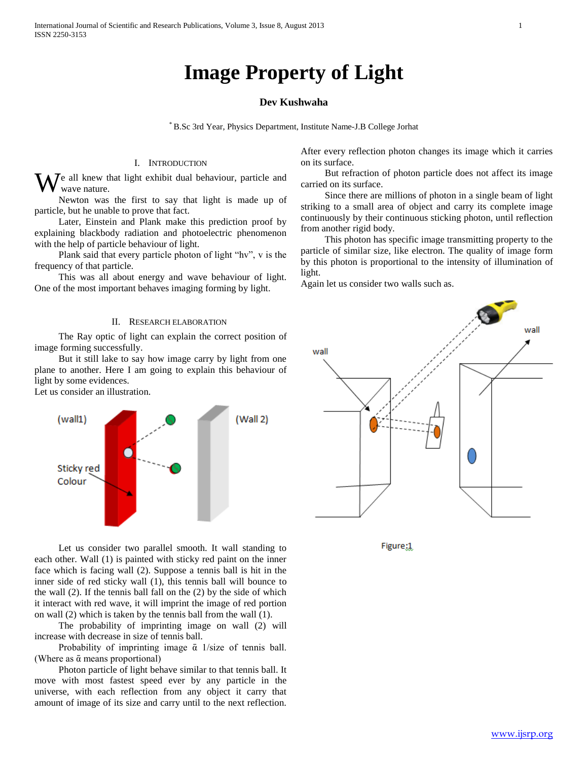# Image Property of Light

**Dev Kushwaha**

* B.Sc 3rd Year, Physics Department, Institute Name-J.B College Jorhat

## I. Introduction

We all knew that light exhibit dual behaviour, particle and wave nature.

Newton was the first to say that light is made up of particle, but he unable to prove that fact.

Later, Einstein and Plank make this prediction proof by explaining blackbody radiation and photoelectric phenomenon with the help of particle behaviour of light.

Plank said that every particle photon of light "hv", v is the frequency of that particle.

This was all about energy and wave behaviour of light. One of the most important behaves imaging forming by light.

## II. Research Elaboration

The Ray optic of light can explain the correct position of image forming successfully.

But it still lake to say how image carry by light from one plane to another. Here I am going to explain this behaviour of light by some evidences.

Let us consider an illustration.

(wall1)

(Wall 2)

Sticky red Colour

Let us consider two parallel smooth. It wall standing to each other. Wall (1) is painted with sticky red paint on the inner face which is facing wall (2). Suppose a tennis ball is hit in the inner side of red sticky wall (1), this tennis ball will bounce to the wall (2). If the tennis ball fall on the (2) by the side of which it interact with red wave, it will imprint the image of red portion on wall (2) which is taken by the tennis ball from the wall (1).

The probability of imprinting image on wall (2) will increase with decrease in size of tennis ball.

Probability of imprinting image ᾰ 1/size of tennis ball. (Where as ᾰ means proportional)

Photon particle of light behave similar to that tennis ball. It move with most fastest speed ever by any particle in the universe, with each reflection from any object it carry that amount of image of its size and carry until to the next reflection. After every reflection photon changes its image which it carries on its surface.

But refraction of photon particle does not affect its image carried on its surface.

Since there are millions of photon in a single beam of light striking to a small area of object and carry its complete image continuously by their continuous sticking photon, until reflection from another rigid body.

This photon has specific image transmitting property to the particle of similar size, like electron. The quality of image form by this photon is proportional to the intensity of illumination of light.

Again let us consider two walls such as.

wall

wall

Figure:1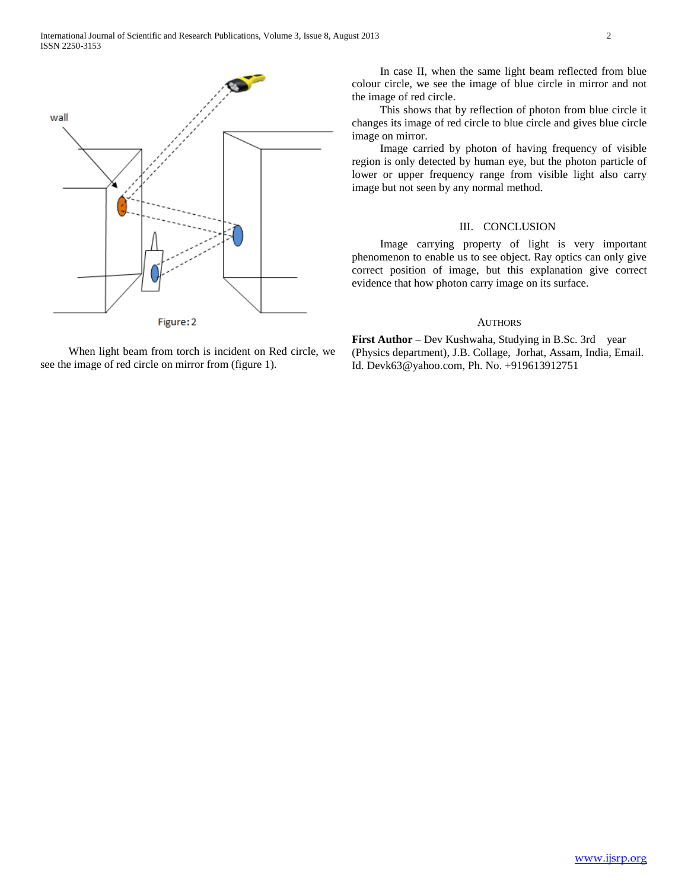wall

Figure: 2

When light beam from torch is incident on Red circle, we see the image of red circle on mirror from (figure 1).

In case II, when the same light beam reflected from blue colour circle, we see the image of blue circle in mirror and not the image of red circle.

This shows that by reflection of photon from blue circle it changes its image of red circle to blue circle and gives blue circle image on mirror.

Image carried by photon of having frequency of visible region is only detected by human eye, but the photon particle of lower or upper frequency range from visible light also carry image but not seen by any normal method.

## III. CONCLUSION

Image carrying property of light is very important phenomenon to enable us to see object. Ray optics can only give correct position of image, but this explanation give correct evidence that how photon carry image on its surface.

## AUTHORS

**First Author** – Dev Kushwaha, Studying in B.Sc. 3rd year (Physics department), J.B. Collage, Jorhat, Assam, India, Email. Id. Devk63@yahoo.com, Ph. No. +919613912751